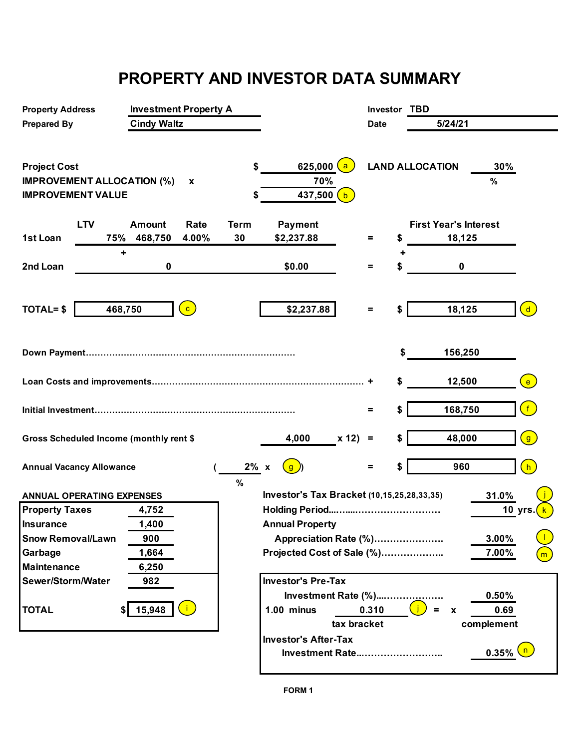# PROPERTY AND INVESTOR DATA SUMMARY

| | | | |
|---|---|---|---|
| Property Address | Investment Property A | Investor | TBD |
| Prepared By | Cindy Waltz | Date | 5/24/21 |

| | | | | |
|---|---|---|---|---|
| Project Cost | $ 625,000 | (a) | LAND ALLOCATION | 30% |
| IMPROVEMENT ALLOCATION (%) x | 70% | | | % |
| IMPROVEMENT VALUE | $ 437,500 | (b) | | |

| | LTV | Amount | Rate | Term | Payment | | First Year's Interest |
|---|---|---|---|---|---|---|---|
| 1st Loan | 75% | 468,750 | 4.00% | 30 | $2,237.88 | = | $ 18,125 |
| | + | | | | | | + |
| 2nd Loan | | 0 | | | $0.00 | = | $ 0 |
| TOTAL= $ | | 468,750 (c) | | | $2,237.88 | = | $ 18,125 (d) |

| | | | |
|---|---|---|---|
| Down Payment | | $ 156,250 | |
| Loan Costs and improvements | + | $ 12,500 | (e) |
| Initial Investment | = | $ 168,750 | (f) |
| Gross Scheduled Income (monthly rent $ 4,000 x 12) | = | $ 48,000 | (g) |
| Annual Vacancy Allowance ( 2% x (g)) | = | $ 960 | (h) |

**ANNUAL OPERATING EXPENSES**

| | |
|---|---|
| Property Taxes | 4,752 |
| Insurance | 1,400 |
| Snow Removal/Lawn | 900 |
| Garbage | 1,664 |
| Maintenance | 6,250 |
| Sewer/Storm/Water | 982 |
| TOTAL | $ 15,948 (i) |

| | | |
|---|---|---|
| Investor's Tax Bracket (10,15,25,28,33,35) | 31.0% | (j) |
| Holding Period | 10 yrs. | (k) |
| Annual Property Appreciation Rate (%) | 3.00% | (l) |
| Projected Cost of Sale (%) | 7.00% | (m) |

**Investor's Pre-Tax Investment Rate (%)** ........ 0.50%

1.00 minus 0.310 (tax bracket) (j) = x 0.69 (complement)

**Investor's After-Tax Investment Rate** ........ 0.35% (n)

FORM 1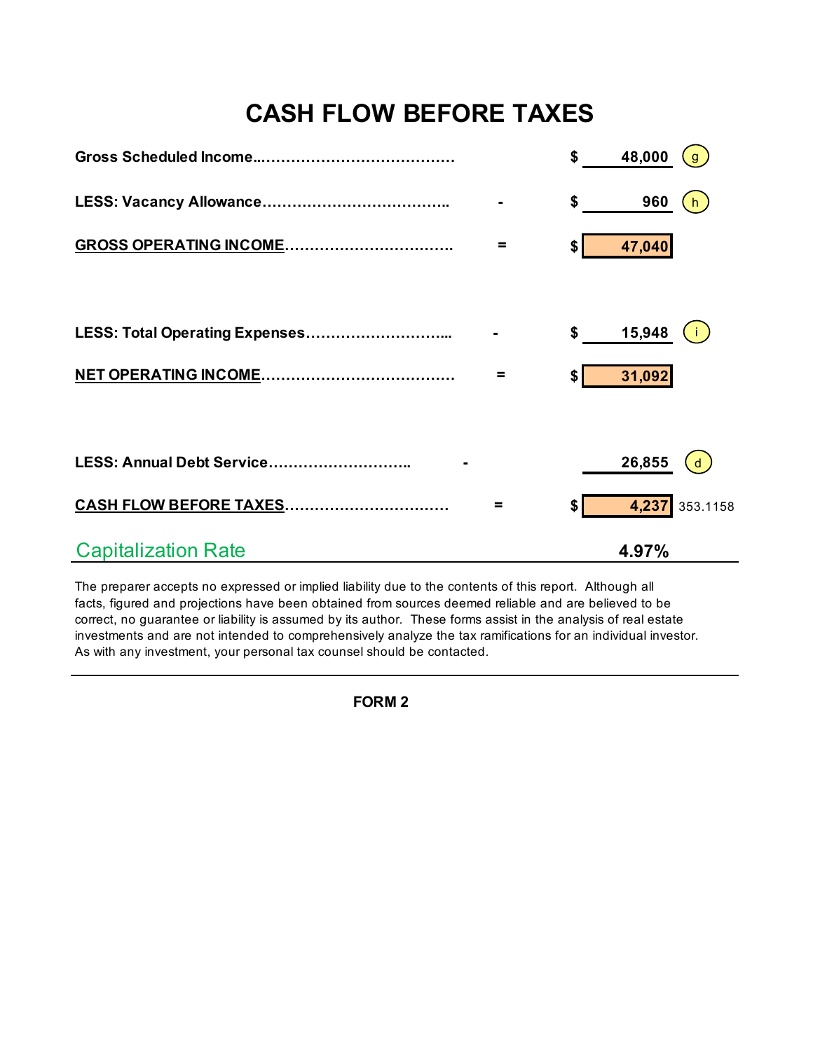# CASH FLOW BEFORE TAXES

| | | | | |
|---|---|---|---|---|
| **Gross Scheduled Income.......................................** | | $ | **48,000** | g |
| **LESS: Vacancy Allowance.....................................** | - | $ | **960** | h |
| **GROSS OPERATING INCOME.................................** | = | $ | **47,040** | |
| **LESS: Total Operating Expenses...........................** | - | $ | **15,948** | i |
| **NET OPERATING INCOME.....................................** | = | $ | **31,092** | |
| **LESS: Annual Debt Service..........................** | - | | **26,855** | d |
| **CASH FLOW BEFORE TAXES.................................** | = | $ | **4,237** | 353.1158 |
| Capitalization Rate | | | **4.97%** | |

The preparer accepts no expressed or implied liability due to the contents of this report. Although all facts, figured and projections have been obtained from sources deemed reliable and are believed to be correct, no guarantee or liability is assumed by its author. These forms assist in the analysis of real estate investments and are not intended to comprehensively analyze the tax ramifications for an individual investor. As with any investment, your personal tax counsel should be contacted.

**FORM 2**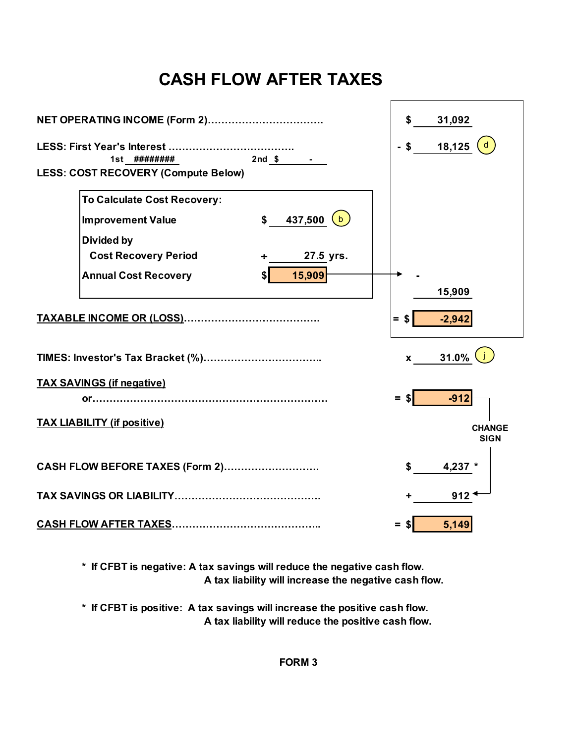# CASH FLOW AFTER TAXES

| | | |
|---|---|---|
| NET OPERATING INCOME (Form 2)................................. | | $ 31,092 |
| LESS: First Year's Interest .................................... | | - $ 18,125 (d) |
| 1st ######## &nbsp;&nbsp;&nbsp;&nbsp; 2nd $ - | | |
| LESS: COST RECOVERY (Compute Below) | | |

| | | |
|---|---|---|
| To Calculate Cost Recovery: | | |
| Improvement Value | $ 437,500 (b) | |
| Divided by | | |
| Cost Recovery Period | ÷ 27.5 yrs. | |
| Annual Cost Recovery | $ 15,909 | → - 15,909 |

| | |
|---|---|
| TAXABLE INCOME OR (LOSS)....................................... | = $ -2,942 |
| TIMES: Investor's Tax Bracket (%)................................. | x 31.0% (j) |
| TAX SAVINGS (if negative) or.................................................................... TAX LIABILITY (if positive) | = $ -912 |
| | CHANGE SIGN |
| CASH FLOW BEFORE TAXES (Form 2)........................... | $ 4,237 * |
| TAX SAVINGS OR LIABILITY......................................... | + 912 |
| CASH FLOW AFTER TAXES.......................................... | = $ 5,149 |

\* If CFBT is negative: A tax savings will reduce the negative cash flow.
A tax liability will increase the negative cash flow.

\* If CFBT is positive: A tax savings will increase the positive cash flow.
A tax liability will reduce the positive cash flow.

FORM 3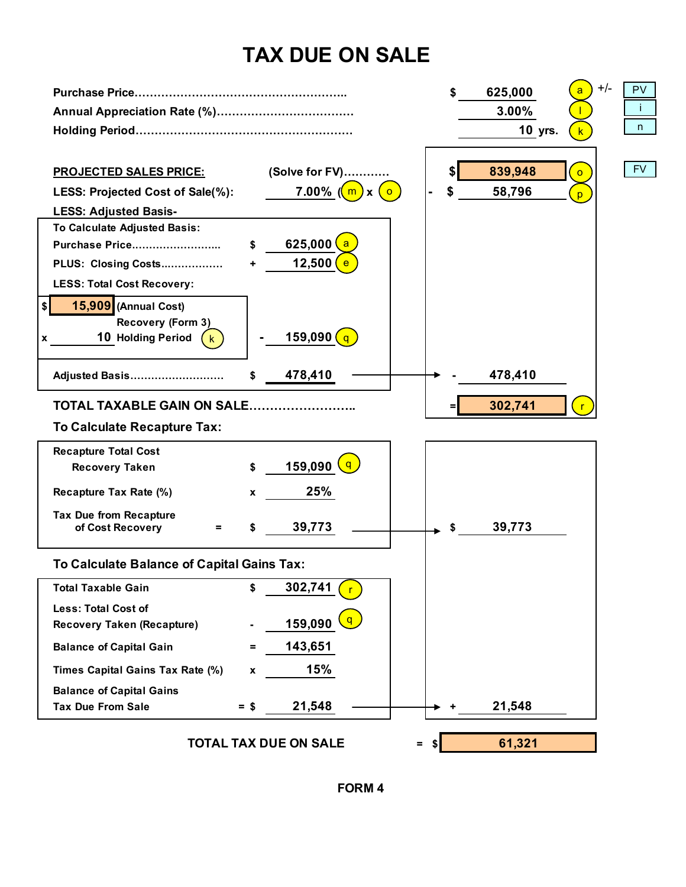# TAX DUE ON SALE

| | | | |
|---|---|---|---|
| Purchase Price………………………………………………. | $ 625,000 | (a) +/- | PV |
| Annual Appreciation Rate (%)……………………………… | 3.00% | (l) | i |
| Holding Period………………………………………………. | 10 yrs. | (k) | n |

| | | | |
|---|---|---|---|
| **PROJECTED SALES PRICE:** | (Solve for FV)………… | $ 839,948 (o) | FV |
| LESS: Projected Cost of Sale(%): | 7.00% ((m) x (o)) | - $ 58,796 (p) | |
| LESS: Adjusted Basis- | | | |

**To Calculate Adjusted Basis:**

| | | |
|---|---|---|
| Purchase Price……………………. | $ | 625,000 (a) |
| PLUS: Closing Costs……………… | + | 12,500 (e) |
| LESS: Total Cost Recovery: | | |
| $ 15,909 (Annual Cost) Recovery (Form 3) x 10 Holding Period (k) | - | 159,090 (q) |
| Adjusted Basis……………………… | $ | 478,410 |

Adjusted Basis → - 478,410

**TOTAL TAXABLE GAIN ON SALE……………………..** = 302,741 (r)

**To Calculate Recapture Tax:**

| | | |
|---|---|---|
| Recapture Total Cost Recovery Taken | $ | 159,090 (q) |
| Recapture Tax Rate (%) | x | 25% |
| Tax Due from Recapture of Cost Recovery = | $ | 39,773 |

Tax Due from Recapture of Cost Recovery → $ 39,773

**To Calculate Balance of Capital Gains Tax:**

| | | |
|---|---|---|
| Total Taxable Gain | $ | 302,741 (r) |
| Less: Total Cost of Recovery Taken (Recapture) | - | 159,090 (q) |
| Balance of Capital Gain | = | 143,651 |
| Times Capital Gains Tax Rate (%) | x | 15% |
| Balance of Capital Gains Tax Due From Sale | = $ | 21,548 |

Balance of Capital Gains Tax Due From Sale → + 21,548

**TOTAL TAX DUE ON SALE** = $ 61,321

FORM 4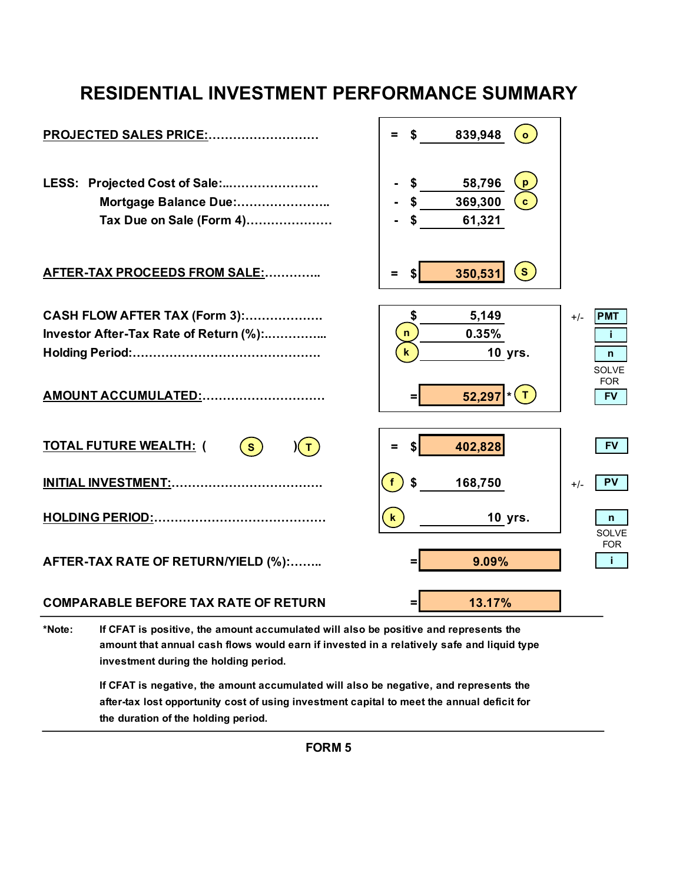# RESIDENTIAL INVESTMENT PERFORMANCE SUMMARY

| | | | | | |
|---|---|---|---|---|---|
| **PROJECTED SALES PRICE:**……………………… | = | $ | 839,948 | o | |
| **LESS: Projected Cost of Sale:**…………………… | - | $ | 58,796 | p | |
| **Mortgage Balance Due:**………………….. | - | $ | 369,300 | c | |
| **Tax Due on Sale (Form 4)**………………… | - | $ | 61,321 | | |
| **AFTER-TAX PROCEEDS FROM SALE:**………….. | = | $ | 350,531 | S | |
| **CASH FLOW AFTER TAX (Form 3):**………………. | | $ | 5,149 | | +/- PMT |
| **Investor After-Tax Rate of Return (%):**…………... | n | | 0.35% | | i |
| **Holding Period:**……………………………………… | k | | 10 yrs. | | n |
| **AMOUNT ACCUMULATED:**………………………… | = | | 52,297 * | T | SOLVE FOR FV |
| **TOTAL FUTURE WEALTH: ( S ) T** | = | $ | 402,828 | | FV |
| **INITIAL INVESTMENT:**……………………………… | f | $ | 168,750 | | +/- PV |
| **HOLDING PERIOD:**…………………………………… | k | | 10 yrs. | | n |
| **AFTER-TAX RATE OF RETURN/YIELD (%):**…….. | = | | 9.09% | | SOLVE FOR i |
| **COMPARABLE BEFORE TAX RATE OF RETURN** | = | | 13.17% | | |

***Note:** If CFAT is positive, the amount accumulated will also be positive and represents the amount that annual cash flows would earn if invested in a relatively safe and liquid type investment during the holding period.

If CFAT is negative, the amount accumulated will also be negative, and represents the after-tax lost opportunity cost of using investment capital to meet the annual deficit for the duration of the holding period.

**FORM 5**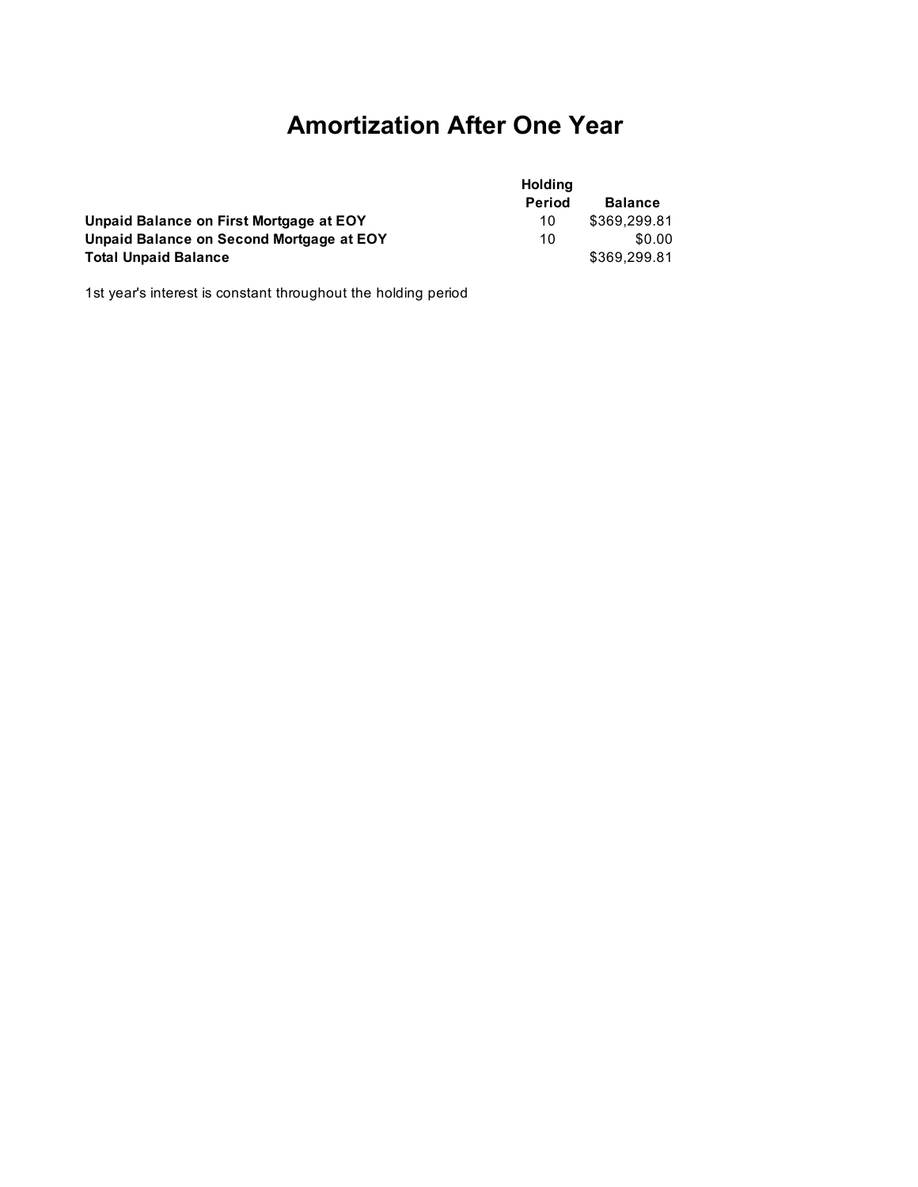# Amortization After One Year

| | Holding Period | Balance |
|---|---|---|
| **Unpaid Balance on First Mortgage at EOY** | 10 | $369,299.81 |
| **Unpaid Balance on Second Mortgage at EOY** | 10 | $0.00 |
| **Total Unpaid Balance** | | $369,299.81 |

1st year's interest is constant throughout the holding period